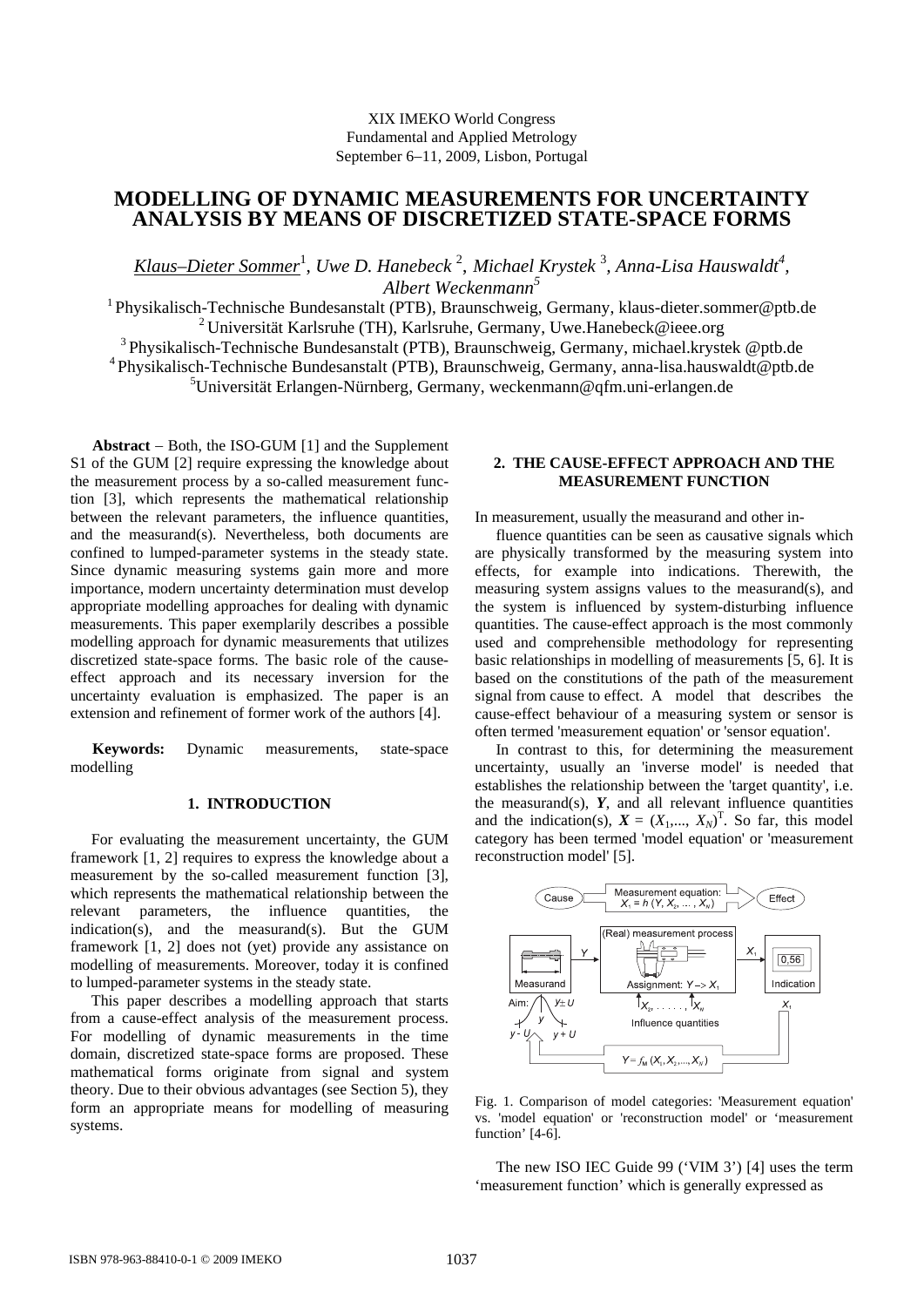XIX IMEKO World Congress
Fundamental and Applied Metrology
September 6–11, 2009, Lisbon, Portugal

# MODELLING OF DYNAMIC MEASUREMENTS FOR UNCERTAINTY ANALYSIS BY MEANS OF DISCRETIZED STATE-SPACE FORMS

*Klaus–Dieter Sommer*[1], *Uwe D. Hanebeck* [2], *Michael Krystek* [3], *Anna-Lisa Hauswaldt*[4], *Albert Weckenmann*[5]

[1] Physikalisch-Technische Bundesanstalt (PTB), Braunschweig, Germany, klaus-dieter.sommer@ptb.de
[2] Universität Karlsruhe (TH), Karlsruhe, Germany, Uwe.Hanebeck@ieee.org
[3] Physikalisch-Technische Bundesanstalt (PTB), Braunschweig, Germany, michael.krystek @ptb.de
[4] Physikalisch-Technische Bundesanstalt (PTB), Braunschweig, Germany, anna-lisa.hauswaldt@ptb.de
[5] Universität Erlangen-Nürnberg, Germany, weckenmann@qfm.uni-erlangen.de

**Abstract** – Both, the ISO-GUM [1] and the Supplement S1 of the GUM [2] require expressing the knowledge about the measurement process by a so-called measurement function [3], which represents the mathematical relationship between the relevant parameters, the influence quantities, and the measurand(s). Nevertheless, both documents are confined to lumped-parameter systems in the steady state. Since dynamic measuring systems gain more and more importance, modern uncertainty determination must develop appropriate modelling approaches for dealing with dynamic measurements. This paper exemplarily describes a possible modelling approach for dynamic measurements that utilizes discretized state-space forms. The basic role of the cause-effect approach and its necessary inversion for the uncertainty evaluation is emphasized. The paper is an extension and refinement of former work of the authors [4].

**Keywords:** Dynamic measurements, state-space modelling

## 1. INTRODUCTION

For evaluating the measurement uncertainty, the GUM framework [1, 2] requires to express the knowledge about a measurement by the so-called measurement function [3], which represents the mathematical relationship between the relevant parameters, the influence quantities, the indication(s), and the measurand(s). But the GUM framework [1, 2] does not (yet) provide any assistance on modelling of measurements. Moreover, today it is confined to lumped-parameter systems in the steady state.

This paper describes a modelling approach that starts from a cause-effect analysis of the measurement process. For modelling of dynamic measurements in the time domain, discretized state-space forms are proposed. These mathematical forms originate from signal and system theory. Due to their obvious advantages (see Section 5), they form an appropriate means for modelling of measuring systems.

## 2. THE CAUSE-EFFECT APPROACH AND THE MEASUREMENT FUNCTION

In measurement, usually the measurand and other influence quantities can be seen as causative signals which are physically transformed by the measuring system into effects, for example into indications. Therewith, the measuring system assigns values to the measurand(s), and the system is influenced by system-disturbing influence quantities. The cause-effect approach is the most commonly used and comprehensible methodology for representing basic relationships in modelling of measurements [5, 6]. It is based on the constitutions of the path of the measurement signal from cause to effect. A model that describes the cause-effect behaviour of a measuring system or sensor is often termed 'measurement equation' or 'sensor equation'.

In contrast to this, for determining the measurement uncertainty, usually an 'inverse model' is needed that establishes the relationship between the 'target quantity', i.e. the measurand(s), $\boldsymbol{Y}$, and all relevant influence quantities and the indication(s), $\boldsymbol{X} = (X_1,..., X_N)^{\mathrm{T}}$. So far, this model category has been termed 'model equation' or 'measurement reconstruction model' [5].

Cause

Measurement equation: $X_1 = h(Y, X_2, \ldots, X_N)$

Effect

Measurand

$Y$

(Real) measurement process

Assignment: $Y \rightarrow X_1$

$X_1$

0,56

Indication

Aim: $y \pm U$

$y - U$ $y$ $y + U$

$X_2, \ldots, X_N$

Influence quantities

$X_1$

$Y = f_M(X_1, X_2, \ldots, X_N)$

Fig. 1. Comparison of model categories: 'Measurement equation' vs. 'model equation' or 'reconstruction model' or 'measurement function' [4-6].

The new ISO IEC Guide 99 ('VIM 3') [4] uses the term 'measurement function' which is generally expressed as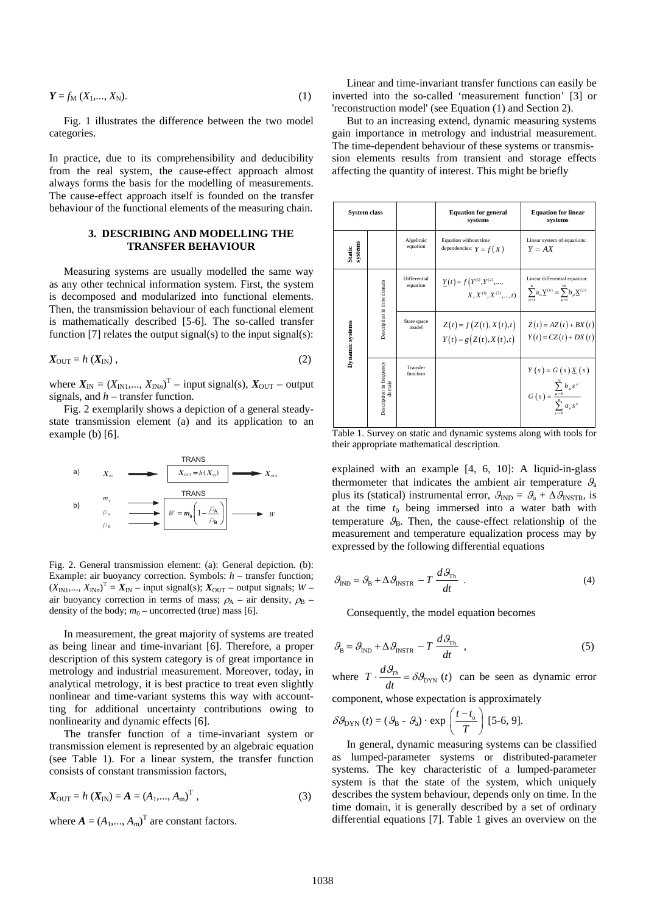$$\boldsymbol{Y} = f_{\mathrm{M}}\,(X_1,..., X_{\mathrm{N}}). \tag{1}$$

Fig. 1 illustrates the difference between the two model categories.

In practice, due to its comprehensibility and deducibility from the real system, the cause-effect approach almost always forms the basis for the modelling of measurements. The cause-effect approach itself is founded on the transfer behaviour of the functional elements of the measuring chain.

### 3. DESCRIBING AND MODELLING THE TRANSFER BEHAVIOUR

Measuring systems are usually modelled the same way as any other technical information system. First, the system is decomposed and modularized into functional elements. Then, the transmission behaviour of each functional element is mathematically described [5-6]. The so-called transfer function [7] relates the output signal(s) to the input signal(s):

$$\boldsymbol{X}_{\mathrm{OUT}} = h\,(\boldsymbol{X}_{\mathrm{IN}})\,, \tag{2}$$

where $\boldsymbol{X}_{\mathrm{IN}} = (X_{\mathrm{IN1}},..., X_{\mathrm{IN}n})^{\mathrm{T}}$ – input signal(s), $\boldsymbol{X}_{\mathrm{OUT}}$ – output signals, and $h$ – transfer function.

Fig. 2 exemplarily shows a depiction of a general steady-state transmission element (a) and its application to an example (b) [6].

a) $X_{\mathrm{IN}}$ TRANS $X_{\mathrm{OUT}} = h(X_{\mathrm{IN}})$ $X_{\mathrm{OUT}}$

b) $m_0$ $\rho_{\mathrm{A}}$ $\rho_{\mathrm{B}}$ TRANS $W = m_0\left(1-\frac{\rho_{\mathrm{A}}}{\rho_{\mathrm{B}}}\right)$ $W$

Fig. 2. General transmission element: (a): General depiction. (b): Example: air buoyancy correction. Symbols: $h$ – transfer function; $(X_{\mathrm{IN1}},..., X_{\mathrm{IN}n})^{\mathrm{T}} = \boldsymbol{X}_{\mathrm{IN}}$ – input signal(s); $\boldsymbol{X}_{\mathrm{OUT}}$ – output signals; $W$ – air buoyancy correction in terms of mass; $\rho_{\mathrm{A}}$ – air density, $\rho_{\mathrm{B}}$ – density of the body; $m_0$ – uncorrected (true) mass [6].

In measurement, the great majority of systems are treated as being linear and time-invariant [6]. Therefore, a proper description of this system category is of great importance in metrology and industrial measurement. Moreover, today, in analytical metrology, it is best practice to treat even slightly nonlinear and time-variant systems this way with accountting for additional uncertainty contributions owing to nonlinearity and dynamic effects [6].

The transfer function of a time-invariant system or transmission element is represented by an algebraic equation (see Table 1). For a linear system, the transfer function consists of constant transmission factors,

$$\boldsymbol{X}_{\mathrm{OUT}} = h\,(\boldsymbol{X}_{\mathrm{IN}}) = \boldsymbol{A} = (A_1,..., A_{\mathrm{m}})^{\mathrm{T}}\,, \tag{3}$$

where $\boldsymbol{A} = (A_1,..., A_{\mathrm{m}})^{\mathrm{T}}$ are constant factors.

Linear and time-invariant transfer functions can easily be inverted into the so-called 'measurement function' [3] or 'reconstruction model' (see Equation (1) and Section 2).

But to an increasing extend, dynamic measuring systems gain importance in metrology and industrial measurement. The time-dependent behaviour of these systems or transmission elements results from transient and storage effects affecting the quantity of interest. This might be briefly

| System class | | | Equation for general systems | Equation for linear systems |
|---|---|---|---|---|
| Static systems | | Algebraic equation | Equation without time dependencies: $Y = f(X)$ | Linear system of equations: $Y = AX$ |
| Dynamic systems | Description in time domain | Differential equation | $\underline{Y}(t) = f\left(Y^{(1)}, Y^{(2)},..., X, X^{(1)}, X^{(2)},..., t\right)$ | Linear differential equation: $\sum_{\nu=1}^{n} \mathrm{a}_{\nu} \underline{\mathrm{Y}}^{(\nu)} = \sum_{\mu=1}^{m} \mathrm{b}_{\mu} \underline{\mathrm{X}}^{(\mu)}$ |
| | | State space model | $Z(t) = f\left(Z(t), X(t), t\right)$ $Y(t) = g\left(Z(t), X(t), t\right)$ | $\dot{Z}(t) = AZ(t) + BX(t)$ $Y(t) = CZ(t) + DX(t)$ |
| | Description in frequency domain | Transfer function | | $Y(s) = G(s)\,\underline{X}(s)$ $G(s) = \frac{\sum_{\mu=0}^{m} b_{\mu} s^{\mu}}{\sum_{\nu=0}^{n} a_{\nu} s^{\nu}}$ |

Table 1. Survey on static and dynamic systems along with tools for their appropriate mathematical description.

explained with an example [4, 6, 10]: A liquid-in-glass thermometer that indicates the ambient air temperature $\vartheta_{\mathrm{a}}$ plus its (statical) instrumental error, $\vartheta_{\mathrm{IND}} = \vartheta_{\mathrm{a}} + \Delta\vartheta_{\mathrm{INSTR}}$, is at the time $t_0$ being immersed into a water bath with temperature $\vartheta_{\mathrm{B}}$. Then, the cause-effect relationship of the measurement and temperature equalization process may by expressed by the following differential equations

$$\vartheta_{\mathrm{IND}} = \vartheta_{\mathrm{B}} + \Delta\vartheta_{\mathrm{INSTR}} - T\,\frac{d\vartheta_{\mathrm{Th}}}{dt}\ . \tag{4}$$

Consequently, the model equation becomes

$$\vartheta_{\mathrm{B}} = \vartheta_{\mathrm{IND}} + \Delta\vartheta_{\mathrm{INSTR}} - T\,\frac{d\vartheta_{\mathrm{Th}}}{dt}\ , \tag{5}$$

where $T \cdot \frac{d\vartheta_{Th}}{dt} = \delta\vartheta_{\mathrm{DYN}}\,(t)$ can be seen as dynamic error component, whose expectation is approximately

$\delta\vartheta_{\mathrm{DYN}}\,(t) = (\vartheta_{\mathrm{B}} - \vartheta_{\mathrm{a}}) \cdot \exp\left(\frac{t-t_{\mathrm{o}}}{T}\right)$ [5-6, 9].

In general, dynamic measuring systems can be classified as lumped-parameter systems or distributed-parameter systems. The key characteristic of a lumped-parameter system is that the state of the system, which uniquely describes the system behaviour, depends only on time. In the time domain, it is generally described by a set of ordinary differential equations [7]. Table 1 gives an overview on the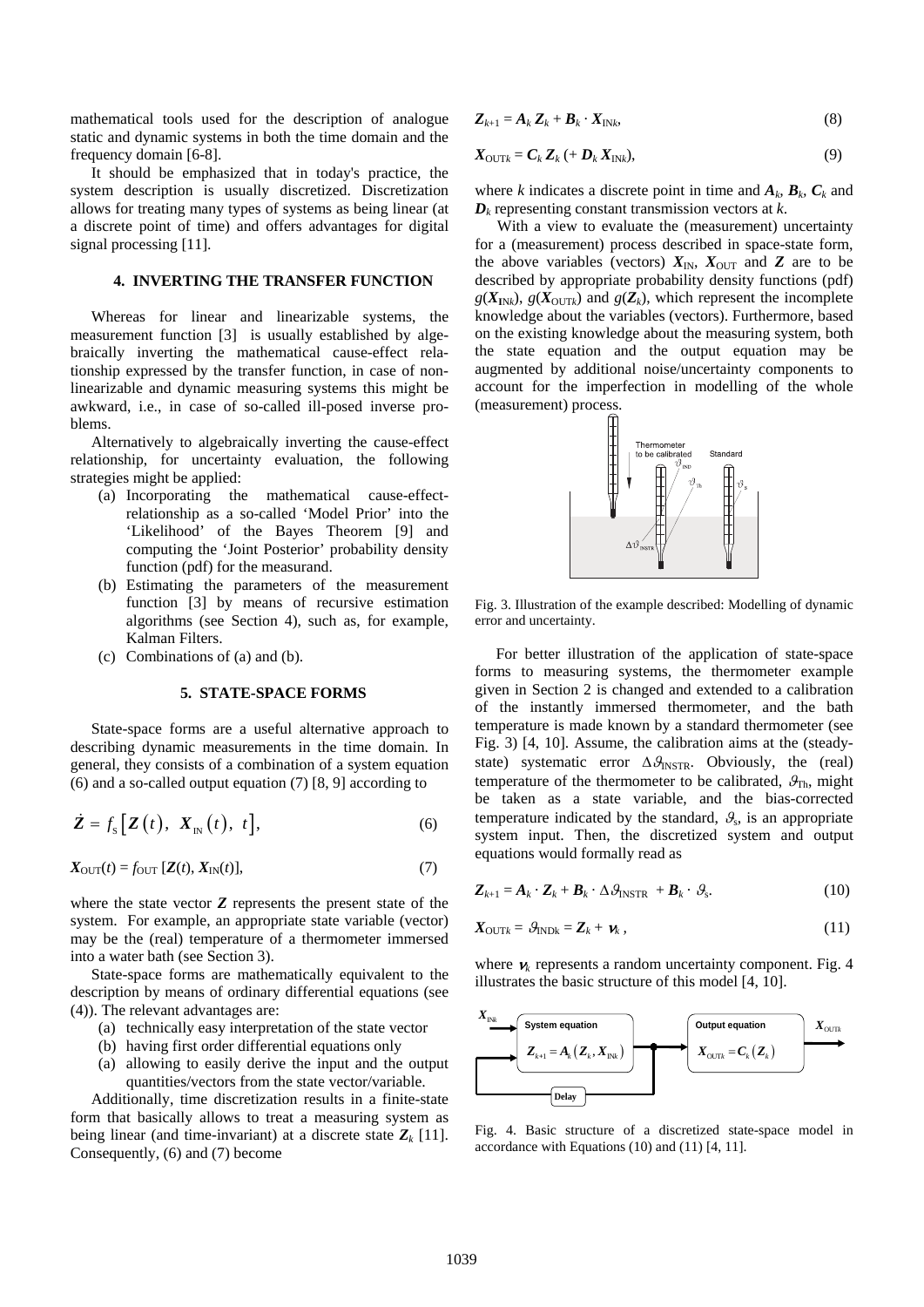mathematical tools used for the description of analogue static and dynamic systems in both the time domain and the frequency domain [6-8].

It should be emphasized that in today's practice, the system description is usually discretized. Discretization allows for treating many types of systems as being linear (at a discrete point of time) and offers advantages for digital signal processing [11].

## 4. INVERTING THE TRANSFER FUNCTION

Whereas for linear and linearizable systems, the measurement function [3] is usually established by algebraically inverting the mathematical cause-effect relationship expressed by the transfer function, in case of non-linearizable and dynamic measuring systems this might be awkward, i.e., in case of so-called ill-posed inverse problems.

Alternatively to algebraically inverting the cause-effect relationship, for uncertainty evaluation, the following strategies might be applied:

(a) Incorporating the mathematical cause-effect-relationship as a so-called 'Model Prior' into the 'Likelihood' of the Bayes Theorem [9] and computing the 'Joint Posterior' probability density function (pdf) for the measurand.

(b) Estimating the parameters of the measurement function [3] by means of recursive estimation algorithms (see Section 4), such as, for example, Kalman Filters.

(c) Combinations of (a) and (b).

## 5. STATE-SPACE FORMS

State-space forms are a useful alternative approach to describing dynamic measurements in the time domain. In general, they consists of a combination of a system equation (6) and a so-called output equation (7) [8, 9] according to

$$\dot{\boldsymbol{Z}} = f_{\mathrm{S}}\left[\boldsymbol{Z}(t),\ \boldsymbol{X}_{\mathrm{IN}}(t),\ t\right], \tag{6}$$

$$\boldsymbol{X}_{\mathrm{OUT}}(t) = f_{\mathrm{OUT}}\left[\boldsymbol{Z}(t), \boldsymbol{X}_{\mathrm{IN}}(t)\right], \tag{7}$$

where the state vector $\boldsymbol{Z}$ represents the present state of the system. For example, an appropriate state variable (vector) may be the (real) temperature of a thermometer immersed into a water bath (see Section 3).

State-space forms are mathematically equivalent to the description by means of ordinary differential equations (see (4)). The relevant advantages are:

(a) technically easy interpretation of the state vector
(b) having first order differential equations only
(a) allowing to easily derive the input and the output quantities/vectors from the state vector/variable.

Additionally, time discretization results in a finite-state form that basically allows to treat a measuring system as being linear (and time-invariant) at a discrete state $\boldsymbol{Z}_k$ [11]. Consequently, (6) and (7) become

$$\boldsymbol{Z}_{k+1} = \boldsymbol{A}_k\, \boldsymbol{Z}_k + \boldsymbol{B}_k \cdot \boldsymbol{X}_{\mathrm{IN}k}, \tag{8}$$

$$\boldsymbol{X}_{\mathrm{OUT}k} = \boldsymbol{C}_k\, \boldsymbol{Z}_k\ (+\ \boldsymbol{D}_k\, \boldsymbol{X}_{\mathrm{IN}k}), \tag{9}$$

where $k$ indicates a discrete point in time and $\boldsymbol{A}_k$, $\boldsymbol{B}_k$, $\boldsymbol{C}_k$ and $\boldsymbol{D}_k$ representing constant transmission vectors at $k$.

With a view to evaluate the (measurement) uncertainty for a (measurement) process described in space-state form, the above variables (vectors) $\boldsymbol{X}_{\mathrm{IN}}$, $\boldsymbol{X}_{\mathrm{OUT}}$ and $\boldsymbol{Z}$ are to be described by appropriate probability density functions (pdf) $g(\boldsymbol{X}_{\mathrm{IN}k})$, $g(\boldsymbol{X}_{\mathrm{OUT}k})$ and $g(\boldsymbol{Z}_k)$, which represent the incomplete knowledge about the variables (vectors). Furthermore, based on the existing knowledge about the measuring system, both the state equation and the output equation may be augmented by additional noise/uncertainty components to account for the imperfection in modelling of the whole (measurement) process.

Thermometer to be calibrated
Standard
$\vartheta_{\mathrm{IND}}$
$\vartheta_{\mathrm{Th}}$
$\vartheta_{\mathrm{S}}$
$\Delta\vartheta_{\mathrm{INSTR}}$

Fig. 3. Illustration of the example described: Modelling of dynamic error and uncertainty.

For better illustration of the application of state-space forms to measuring systems, the thermometer example given in Section 2 is changed and extended to a calibration of the instantly immersed thermometer, and the bath temperature is made known by a standard thermometer (see Fig. 3) [4, 10]. Assume, the calibration aims at the (steady-state) systematic error $\Delta\vartheta_{\mathrm{INSTR}}$. Obviously, the (real) temperature of the thermometer to be calibrated, $\vartheta_{\mathrm{Th}}$, might be taken as a state variable, and the bias-corrected temperature indicated by the standard, $\vartheta_{\mathrm{s}}$, is an appropriate system input. Then, the discretized system and output equations would formally read as

$$\boldsymbol{Z}_{k+1} = \boldsymbol{A}_k \cdot \boldsymbol{Z}_k + \boldsymbol{B}_k \cdot \Delta\vartheta_{\mathrm{INSTR}} + \boldsymbol{B}_k \cdot \vartheta_{\mathrm{s}}. \tag{10}$$

$$\boldsymbol{X}_{\mathrm{OUT}k} = \vartheta_{\mathrm{IND}k} = \boldsymbol{Z}_k + \boldsymbol{\nu}_k\,, \tag{11}$$

where $\boldsymbol{\nu}_k$ represents a random uncertainty component. Fig. 4 illustrates the basic structure of this model [4, 10].

$\boldsymbol{X}_{\mathrm{IN}k}$
System equation
$\boldsymbol{Z}_{k+1} = \boldsymbol{A}_k\left(\boldsymbol{Z}_k, \boldsymbol{X}_{\mathrm{IN}k}\right)$
Output equation
$\boldsymbol{X}_{\mathrm{OUT}k} = \boldsymbol{C}_k\left(\boldsymbol{Z}_k\right)$
$\boldsymbol{X}_{\mathrm{OUT}k}$
Delay

Fig. 4. Basic structure of a discretized state-space model in accordance with Equations (10) and (11) [4, 11].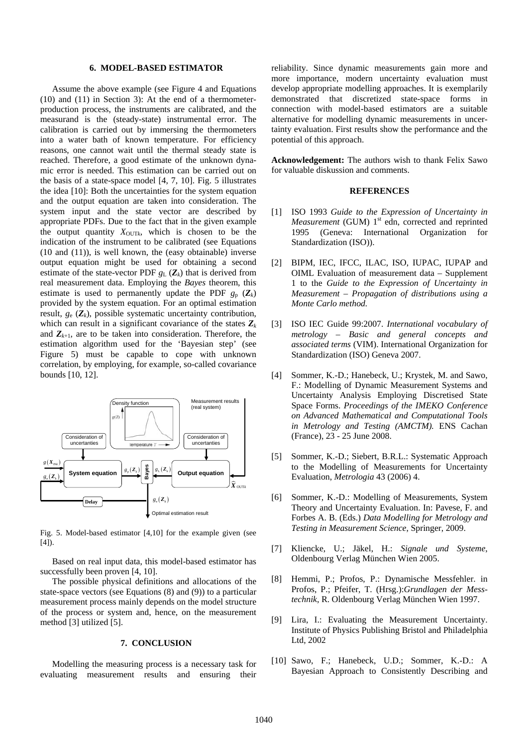## 6. MODEL-BASED ESTIMATOR

Assume the above example (see Figure 4 and Equations (10) and (11) in Section 3): At the end of a thermometer-production process, the instruments are calibrated, and the measurand is the (steady-state) instrumental error. The calibration is carried out by immersing the thermometers into a water bath of known temperature. For efficiency reasons, one cannot wait until the thermal steady state is reached. Therefore, a good estimate of the unknown dynamic error is needed. This estimation can be carried out on the basis of a state-space model [4, 7, 10]. Fig. 5 illustrates the idea [10]: Both the uncertainties for the system equation and the output equation are taken into consideration. The system input and the state vector are described by appropriate PDFs. Due to the fact that in the given example the output quantity $X_{\mathrm{OUT}k}$, which is chosen to be the indication of the instrument to be calibrated (see Equations (10 and (11)), is well known, the (easy obtainable) inverse output equation might be used for obtaining a second estimate of the state-vector PDF $g_{\mathrm{L}}(\boldsymbol{Z}_k)$ that is derived from real measurement data. Employing the *Bayes* theorem, this estimate is used to permanently update the PDF $g_{\mathrm{p}}(\boldsymbol{Z}_k)$ provided by the system equation. For an optimal estimation result, $g_{\mathrm{e}}(\boldsymbol{Z}_k)$, possible systematic uncertainty contribution, which can result in a significant covariance of the states $\boldsymbol{Z}_k$ and $\boldsymbol{Z}_{k+1}$, are to be taken into consideration. Therefore, the estimation algorithm used for the 'Bayesian step' (see Figure 5) must be capable to cope with unknown correlation, by employing, for example, so-called covariance bounds [10, 12].

Density function
$g(T)$
temperature $T$
Measurement results (real system)
Consideration of uncertainties
Consideration of uncertainties
$g(\boldsymbol{X}_{\mathrm{IN}k})$
$g_{\mathrm{e}}(\boldsymbol{Z}_k)$
System equation
$g_{\mathrm{p}}(\boldsymbol{Z}_k)$
Bayes
$g_{\mathrm{L}}(\boldsymbol{Z}_k)$
Output equation
$\widehat{\boldsymbol{X}}_{\mathrm{OUT}k}$
Delay
$g_{\mathrm{e}}(\boldsymbol{Z}_k)$
Optimal estimation result

Fig. 5. Model-based estimator [4,10] for the example given (see [4]).

Based on real input data, this model-based estimator has successfully been proven [4, 10].

The possible physical definitions and allocations of the state-space vectors (see Equations (8) and (9)) to a particular measurement process mainly depends on the model structure of the process or system and, hence, on the measurement method [3] utilized [5].

## 7. CONCLUSION

Modelling the measuring process is a necessary task for evaluating measurement results and ensuring their reliability. Since dynamic measurements gain more and more importance, modern uncertainty evaluation must develop appropriate modelling approaches. It is exemplarily demonstrated that discretized state-space forms in connection with model-based estimators are a suitable alternative for modelling dynamic measurements in uncertainty evaluation. First results show the performance and the potential of this approach.

**Acknowledgement:** The authors wish to thank Felix Sawo for valuable diskussion and comments.

## REFERENCES

[1] ISO 1993 *Guide to the Expression of Uncertainty in Measurement* (GUM) 1st edn, corrected and reprinted 1995 (Geneva: International Organization for Standardization (ISO)).

[2] BIPM, IEC, IFCC, ILAC, ISO, IUPAC, IUPAP and OIML Evaluation of measurement data – Supplement 1 to the *Guide to the Expression of Uncertainty in Measurement – Propagation of distributions using a Monte Carlo method.*

[3] ISO IEC Guide 99:2007. *International vocabulary of metrology – Basic and general concepts and associated terms* (VIM). International Organization for Standardization (ISO) Geneva 2007.

[4] Sommer, K.-D.; Hanebeck, U.; Krystek, M. and Sawo, F.: Modelling of Dynamic Measurement Systems and Uncertainty Analysis Employing Discretised State Space Forms. *Proceedings of the IMEKO Conference on Advanced Mathematical and Computational Tools in Metrology and Testing (AMCTM).* ENS Cachan (France), 23 - 25 June 2008.

[5] Sommer, K.-D.; Siebert, B.R.L.: Systematic Approach to the Modelling of Measurements for Uncertainty Evaluation, *Metrologia* 43 (2006) 4.

[6] Sommer, K.-D.: Modelling of Measurements, System Theory and Uncertainty Evaluation. In: Pavese, F. and Forbes A. B. (Eds.) *Data Modelling for Metrology and Testing in Measurement Science*, Springer, 2009.

[7] Kliencke, U.; Jäkel, H.: *Signale und Systeme*, Oldenbourg Verlag München Wien 2005.

[8] Hemmi, P.; Profos, P.: Dynamische Messfehler. in Profos, P.; Pfeifer, T. (Hrsg.):*Grundlagen der Messtechnik*, R. Oldenbourg Verlag München Wien 1997.

[9] Lira, I.: Evaluating the Measurement Uncertainty. Institute of Physics Publishing Bristol and Philadelphia Ltd, 2002

[10] Sawo, F.; Hanebeck, U.D.; Sommer, K.-D.: A Bayesian Approach to Consistently Describing and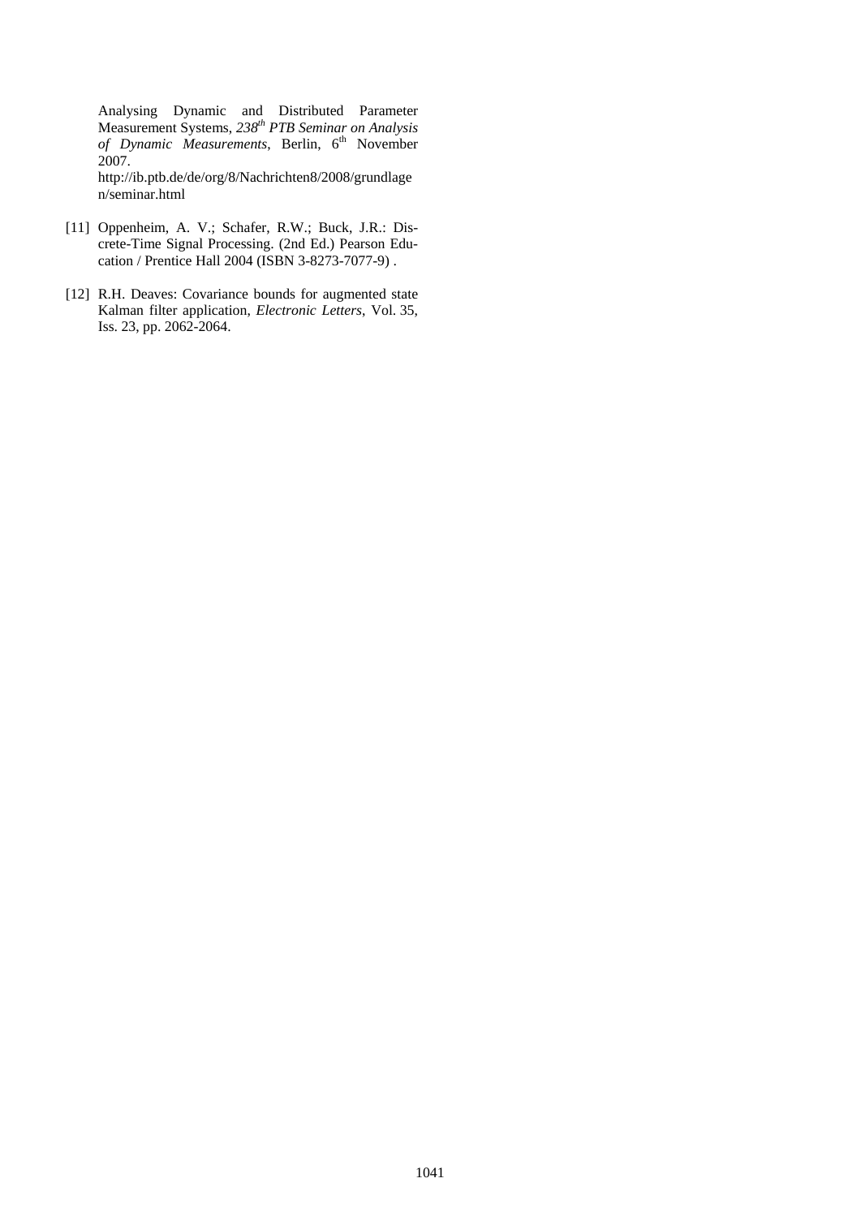Analysing Dynamic and Distributed Parameter Measurement Systems, *238th PTB Seminar on Analysis of Dynamic Measurements*, Berlin, 6th November 2007.
http://ib.ptb.de/de/org/8/Nachrichten8/2008/grundlagen/seminar.html

[11] Oppenheim, A. V.; Schafer, R.W.; Buck, J.R.: Discrete-Time Signal Processing. (2nd Ed.) Pearson Education / Prentice Hall 2004 (ISBN 3-8273-7077-9) .

[12] R.H. Deaves: Covariance bounds for augmented state Kalman filter application, *Electronic Letters*, Vol. 35, Iss. 23, pp. 2062-2064.